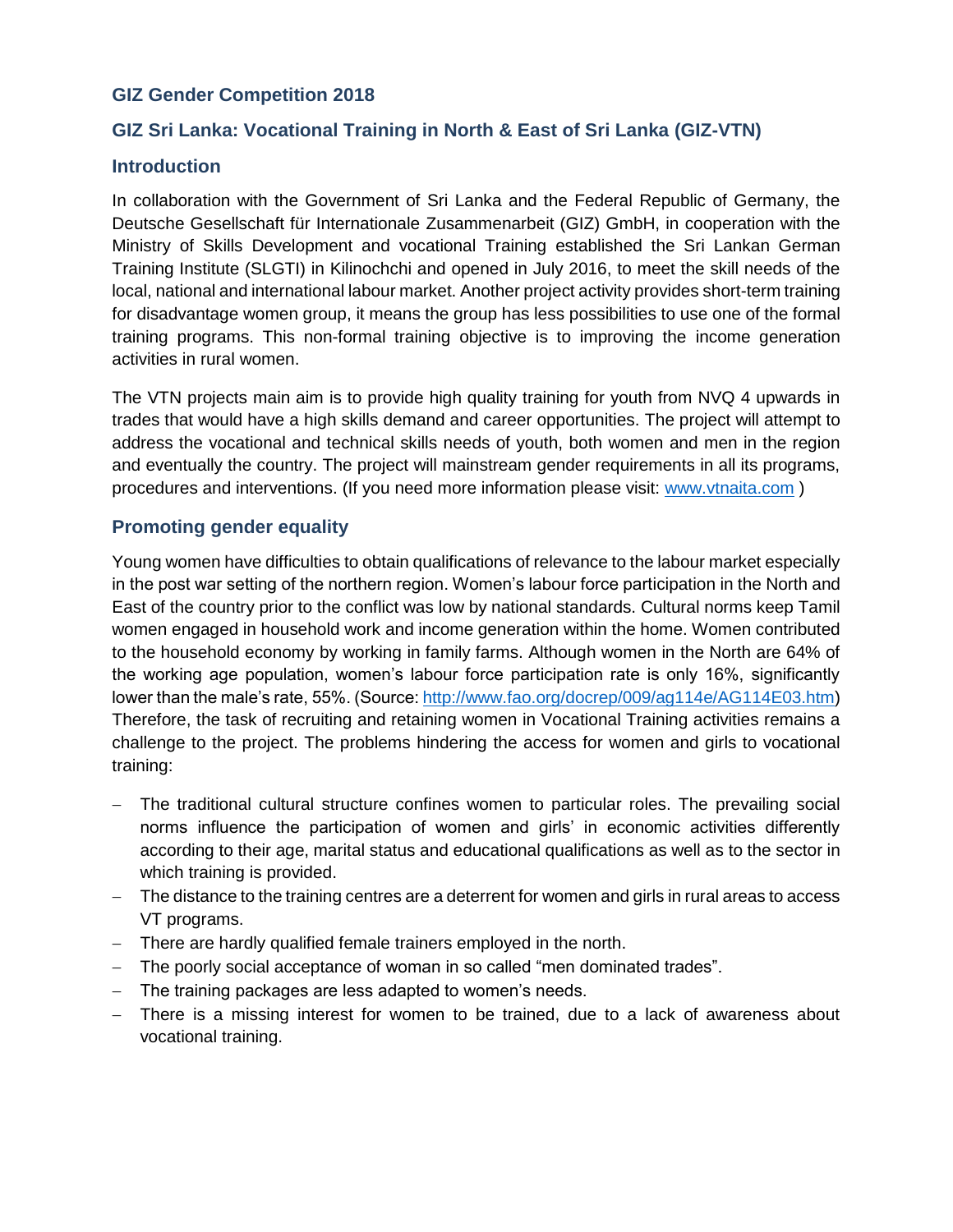## GIZ Gender Competition 2018

## GIZ Sri Lanka: Vocational Training in North & East of Sri Lanka (GIZ-VTN)

### Introduction

In collaboration with the Government of Sri Lanka and the Federal Republic of Germany, the Deutsche Gesellschaft für Internationale Zusammenarbeit (GIZ) GmbH, in cooperation with the Ministry of Skills Development and vocational Training established the Sri Lankan German Training Institute (SLGTI) in Kilinochchi and opened in July 2016, to meet the skill needs of the local, national and international labour market. Another project activity provides short-term training for disadvantage women group, it means the group has less possibilities to use one of the formal training programs. This non-formal training objective is to improving the income generation activities in rural women.

The VTN projects main aim is to provide high quality training for youth from NVQ 4 upwards in trades that would have a high skills demand and career opportunities. The project will attempt to address the vocational and technical skills needs of youth, both women and men in the region and eventually the country. The project will mainstream gender requirements in all its programs, procedures and interventions. (If you need more information please visit: [www.vtnaita.com](www.vtnaita.com) )

### Promoting gender equality

Young women have difficulties to obtain qualifications of relevance to the labour market especially in the post war setting of the northern region. Women's labour force participation in the North and East of the country prior to the conflict was low by national standards. Cultural norms keep Tamil women engaged in household work and income generation within the home. Women contributed to the household economy by working in family farms. Although women in the North are 64% of the working age population, women's labour force participation rate is only 16%, significantly lower than the male's rate, 55%. (Source: [http://www.fao.org/docrep/009/ag114e/AG114E03.htm](http://www.fao.org/docrep/009/ag114e/AG114E03.htm)) Therefore, the task of recruiting and retaining women in Vocational Training activities remains a challenge to the project. The problems hindering the access for women and girls to vocational training:

- The traditional cultural structure confines women to particular roles. The prevailing social norms influence the participation of women and girls' in economic activities differently according to their age, marital status and educational qualifications as well as to the sector in which training is provided.
- The distance to the training centres are a deterrent for women and girls in rural areas to access VT programs.
- There are hardly qualified female trainers employed in the north.
- The poorly social acceptance of woman in so called "men dominated trades".
- The training packages are less adapted to women's needs.
- There is a missing interest for women to be trained, due to a lack of awareness about vocational training.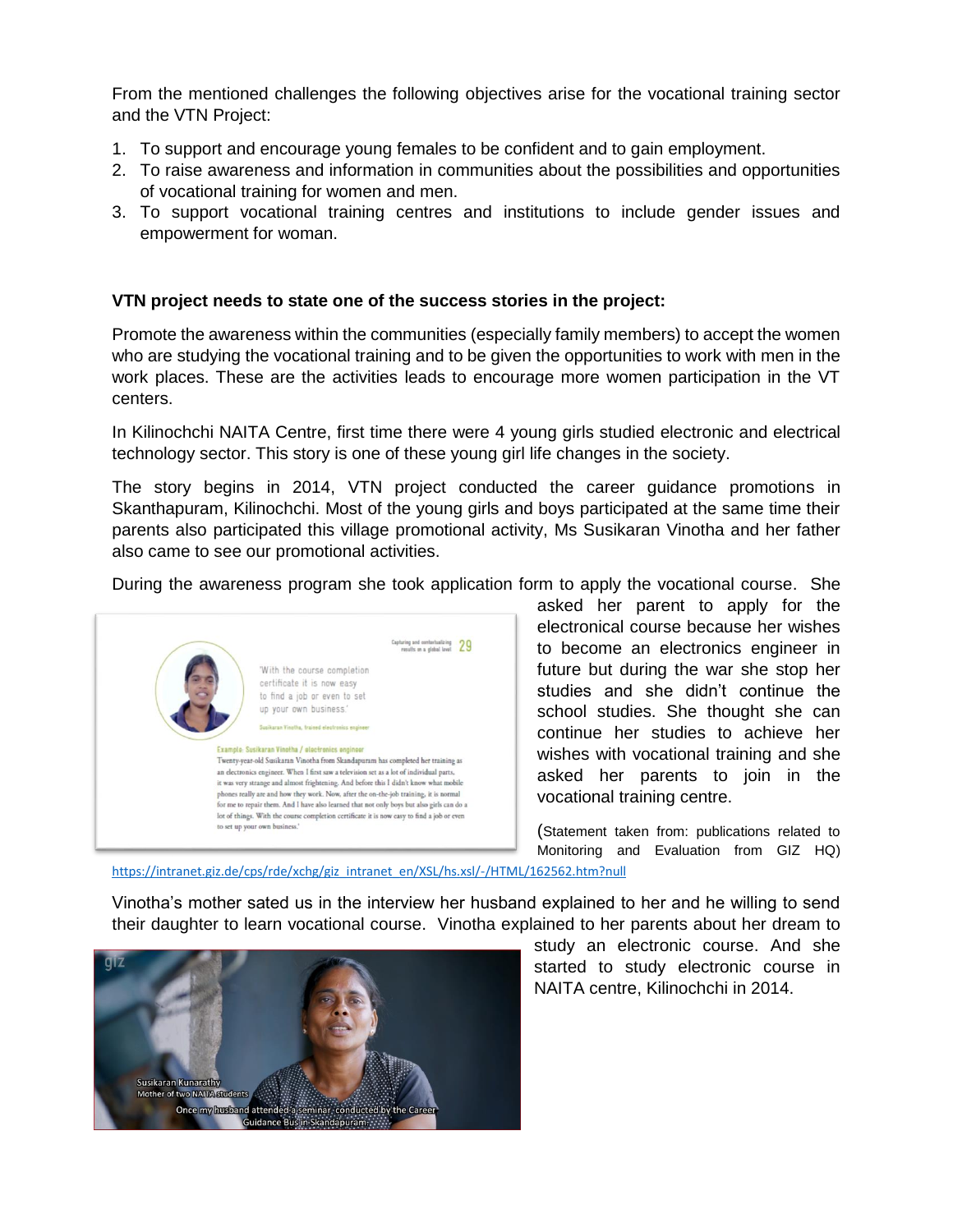From the mentioned challenges the following objectives arise for the vocational training sector and the VTN Project:

1. To support and encourage young females to be confident and to gain employment.
2. To raise awareness and information in communities about the possibilities and opportunities of vocational training for women and men.
3. To support vocational training centres and institutions to include gender issues and empowerment for woman.

**VTN project needs to state one of the success stories in the project:**

Promote the awareness within the communities (especially family members) to accept the women who are studying the vocational training and to be given the opportunities to work with men in the work places. These are the activities leads to encourage more women participation in the VT centers.

In Kilinochchi NAITA Centre, first time there were 4 young girls studied electronic and electrical technology sector. This story is one of these young girl life changes in the society.

The story begins in 2014, VTN project conducted the career guidance promotions in Skanthapuram, Kilinochchi. Most of the young girls and boys participated at the same time their parents also participated this village promotional activity, Ms Susikaran Vinotha and her father also came to see our promotional activities.

During the awareness program she took application form to apply the vocational course. She asked her parent to apply for the electronical course because her wishes to become an electronics engineer in future but during the war she stop her studies and she didn't continue the school studies. She thought she can continue her studies to achieve her wishes with vocational training and she asked her parents to join in the vocational training centre.

(Statement taken from: publications related to Monitoring and Evaluation from GIZ HQ)

https://intranet.giz.de/cps/rde/xchg/giz_intranet_en/XSL/hs.xsl/-/HTML/162562.htm?null

Vinotha's mother sated us in the interview her husband explained to her and he willing to send their daughter to learn vocational course. Vinotha explained to her parents about her dream to study an electronic course. And she started to study electronic course in NAITA centre, Kilinochchi in 2014.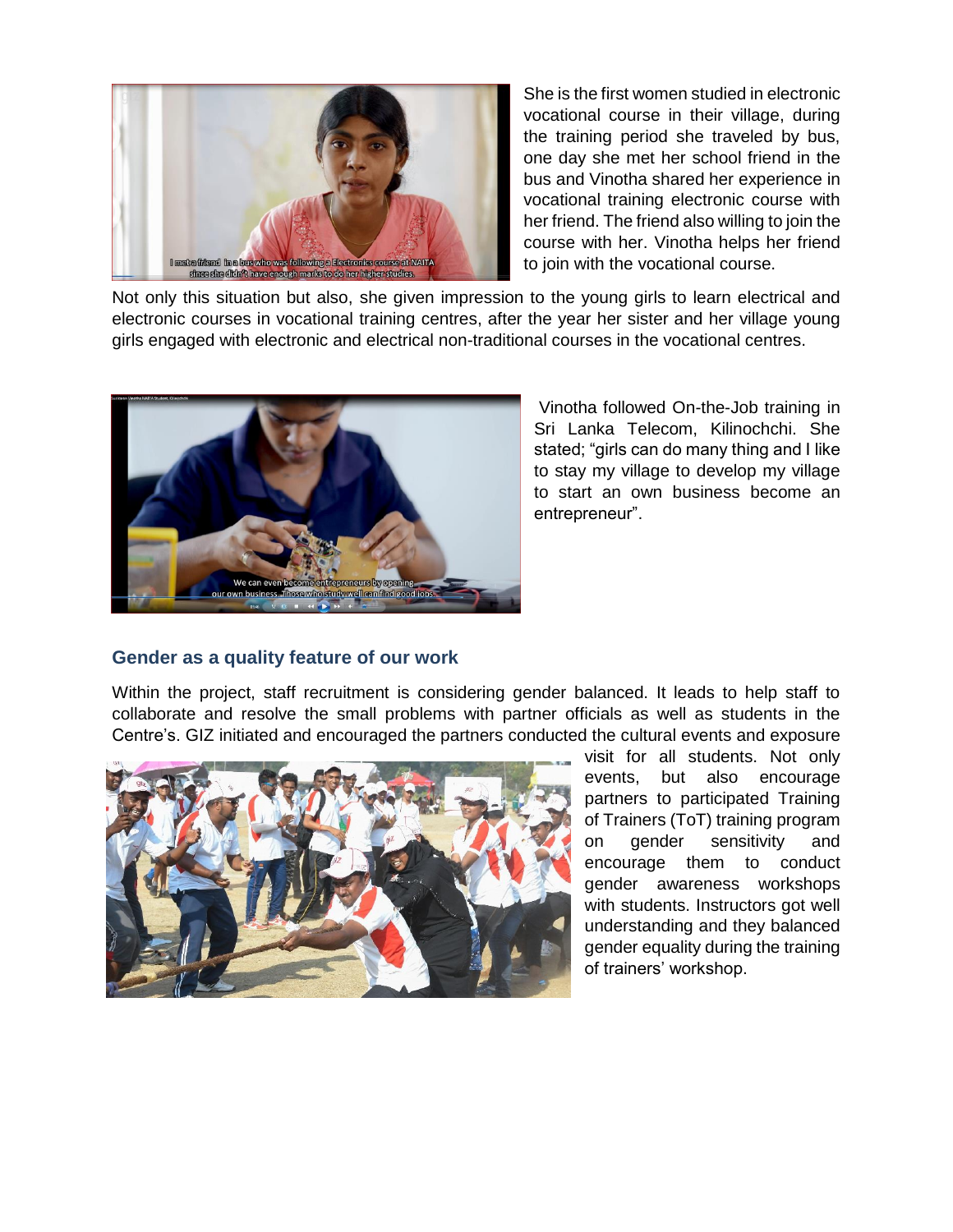She is the first women studied in electronic vocational course in their village, during the training period she traveled by bus, one day she met her school friend in the bus and Vinotha shared her experience in vocational training electronic course with her friend. The friend also willing to join the course with her. Vinotha helps her friend to join with the vocational course.

Not only this situation but also, she given impression to the young girls to learn electrical and electronic courses in vocational training centres, after the year her sister and her village young girls engaged with electronic and electrical non-traditional courses in the vocational centres.

Vinotha followed On-the-Job training in Sri Lanka Telecom, Kilinochchi. She stated; "girls can do many thing and I like to stay my village to develop my village to start an own business become an entrepreneur".

## Gender as a quality feature of our work

Within the project, staff recruitment is considering gender balanced. It leads to help staff to collaborate and resolve the small problems with partner officials as well as students in the Centre's. GIZ initiated and encouraged the partners conducted the cultural events and exposure visit for all students. Not only events, but also encourage partners to participated Training of Trainers (ToT) training program on gender sensitivity and encourage them to conduct gender awareness workshops with students. Instructors got well understanding and they balanced gender equality during the training of trainers' workshop.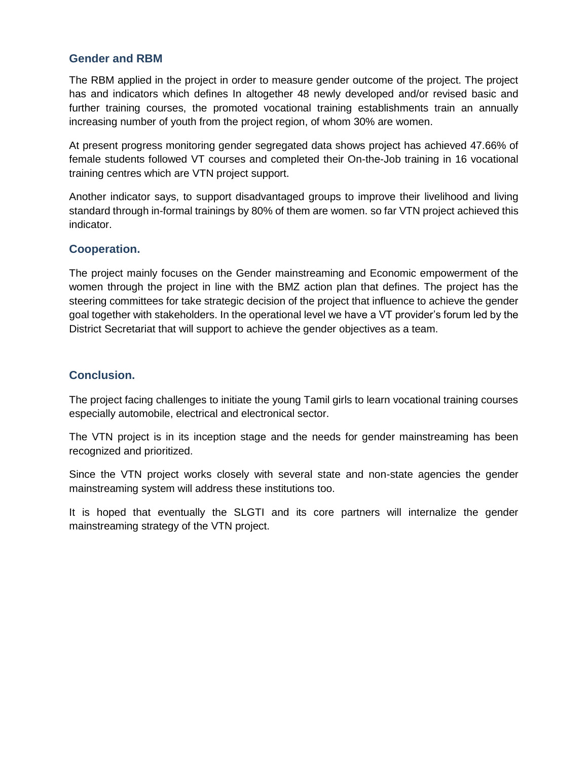## Gender and RBM

The RBM applied in the project in order to measure gender outcome of the project. The project has and indicators which defines In altogether 48 newly developed and/or revised basic and further training courses, the promoted vocational training establishments train an annually increasing number of youth from the project region, of whom 30% are women.

At present progress monitoring gender segregated data shows project has achieved 47.66% of female students followed VT courses and completed their On-the-Job training in 16 vocational training centres which are VTN project support.

Another indicator says, to support disadvantaged groups to improve their livelihood and living standard through in-formal trainings by 80% of them are women. so far VTN project achieved this indicator.

## Cooperation.

The project mainly focuses on the Gender mainstreaming and Economic empowerment of the women through the project in line with the BMZ action plan that defines. The project has the steering committees for take strategic decision of the project that influence to achieve the gender goal together with stakeholders. In the operational level we have a VT provider's forum led by the District Secretariat that will support to achieve the gender objectives as a team.

## Conclusion.

The project facing challenges to initiate the young Tamil girls to learn vocational training courses especially automobile, electrical and electronical sector.

The VTN project is in its inception stage and the needs for gender mainstreaming has been recognized and prioritized.

Since the VTN project works closely with several state and non-state agencies the gender mainstreaming system will address these institutions too.

It is hoped that eventually the SLGTI and its core partners will internalize the gender mainstreaming strategy of the VTN project.